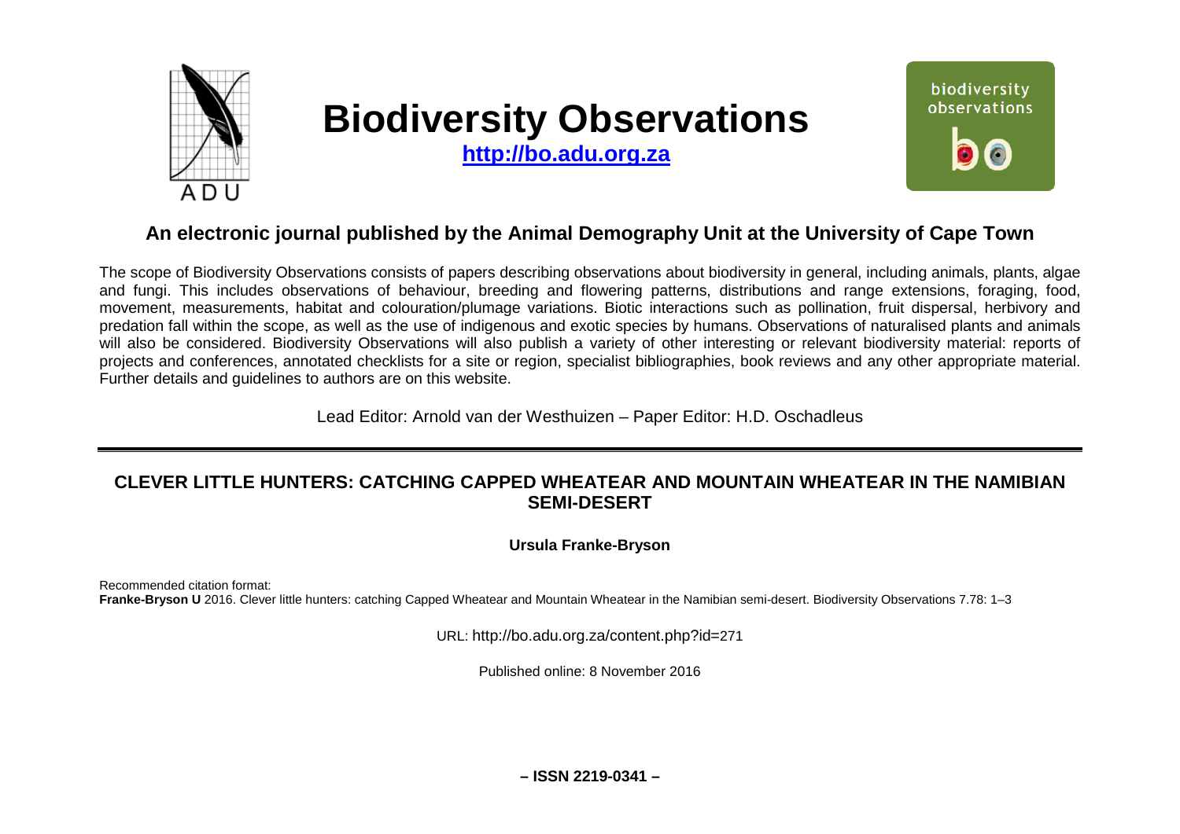# Biodiversity Observations

**http://bo.adu.org.za**

## An electronic journal published by the Animal Demography Unit at the University of Cape Town

The scope of Biodiversity Observations consists of papers describing observations about biodiversity in general, including animals, plants, algae and fungi. This includes observations of behaviour, breeding and flowering patterns, distributions and range extensions, foraging, food, movement, measurements, habitat and colouration/plumage variations. Biotic interactions such as pollination, fruit dispersal, herbivory and predation fall within the scope, as well as the use of indigenous and exotic species by humans. Observations of naturalised plants and animals will also be considered. Biodiversity Observations will also publish a variety of other interesting or relevant biodiversity material: reports of projects and conferences, annotated checklists for a site or region, specialist bibliographies, book reviews and any other appropriate material. Further details and guidelines to authors are on this website.

Lead Editor: Arnold van der Westhuizen – Paper Editor: H.D. Oschadleus

---

# CLEVER LITTLE HUNTERS: CATCHING CAPPED WHEATEAR AND MOUNTAIN WHEATEAR IN THE NAMIBIAN SEMI-DESERT

**Ursula Franke-Bryson**

Recommended citation format:
**Franke-Bryson U** 2016. Clever little hunters: catching Capped Wheatear and Mountain Wheatear in the Namibian semi-desert. Biodiversity Observations 7.78: 1–3

URL: http://bo.adu.org.za/content.php?id=271

Published online: 8 November 2016

**– ISSN 2219-0341 –**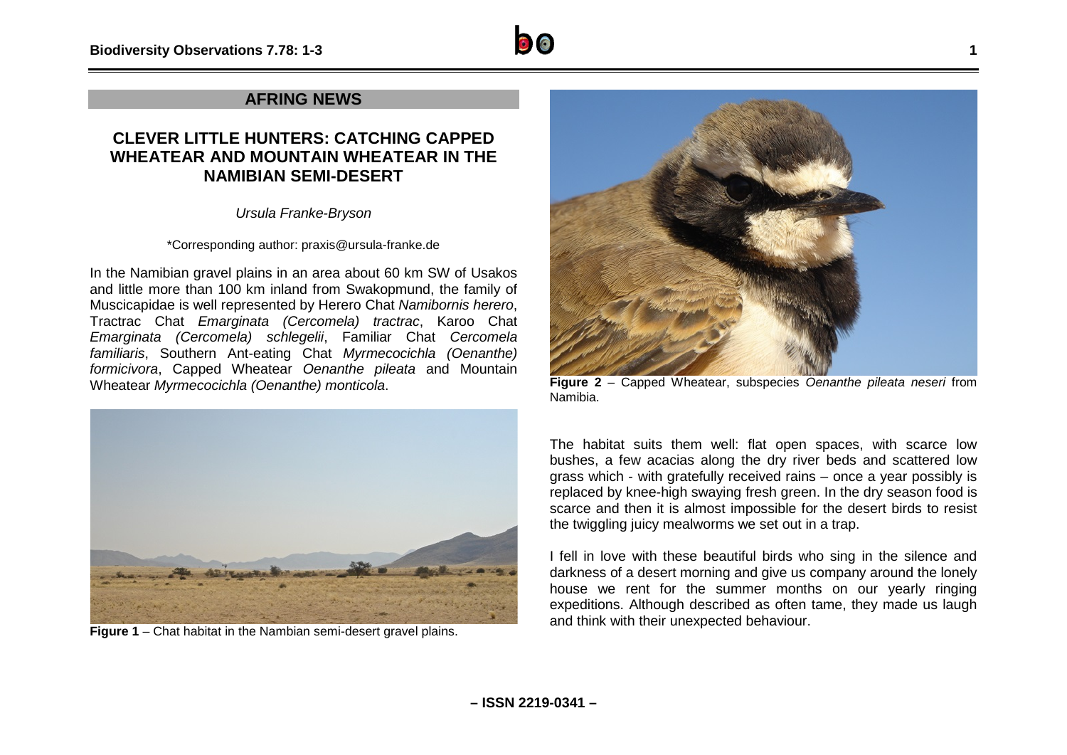## AFRING NEWS

# CLEVER LITTLE HUNTERS: CATCHING CAPPED WHEATEAR AND MOUNTAIN WHEATEAR IN THE NAMIBIAN SEMI-DESERT

*Ursula Franke-Bryson*

*Corresponding author: praxis@ursula-franke.de

In the Namibian gravel plains in an area about 60 km SW of Usakos and little more than 100 km inland from Swakopmund, the family of Muscicapidae is well represented by Herero Chat *Namibornis herero*, Tractrac Chat *Emarginata (Cercomela) tractrac*, Karoo Chat *Emarginata (Cercomela) schlegelii*, Familiar Chat *Cercomela familiaris*, Southern Ant-eating Chat *Myrmecocichla (Oenanthe) formicivora*, Capped Wheatear *Oenanthe pileata* and Mountain Wheatear *Myrmecocichla (Oenanthe) monticola*.

**Figure 1** – Chat habitat in the Nambian semi-desert gravel plains.

**Figure 2** – Capped Wheatear, subspecies *Oenanthe pileata neseri* from Namibia.

The habitat suits them well: flat open spaces, with scarce low bushes, a few acacias along the dry river beds and scattered low grass which - with gratefully received rains – once a year possibly is replaced by knee-high swaying fresh green. In the dry season food is scarce and then it is almost impossible for the desert birds to resist the twiggling juicy mealworms we set out in a trap.

I fell in love with these beautiful birds who sing in the silence and darkness of a desert morning and give us company around the lonely house we rent for the summer months on our yearly ringing expeditions. Although described as often tame, they made us laugh and think with their unexpected behaviour.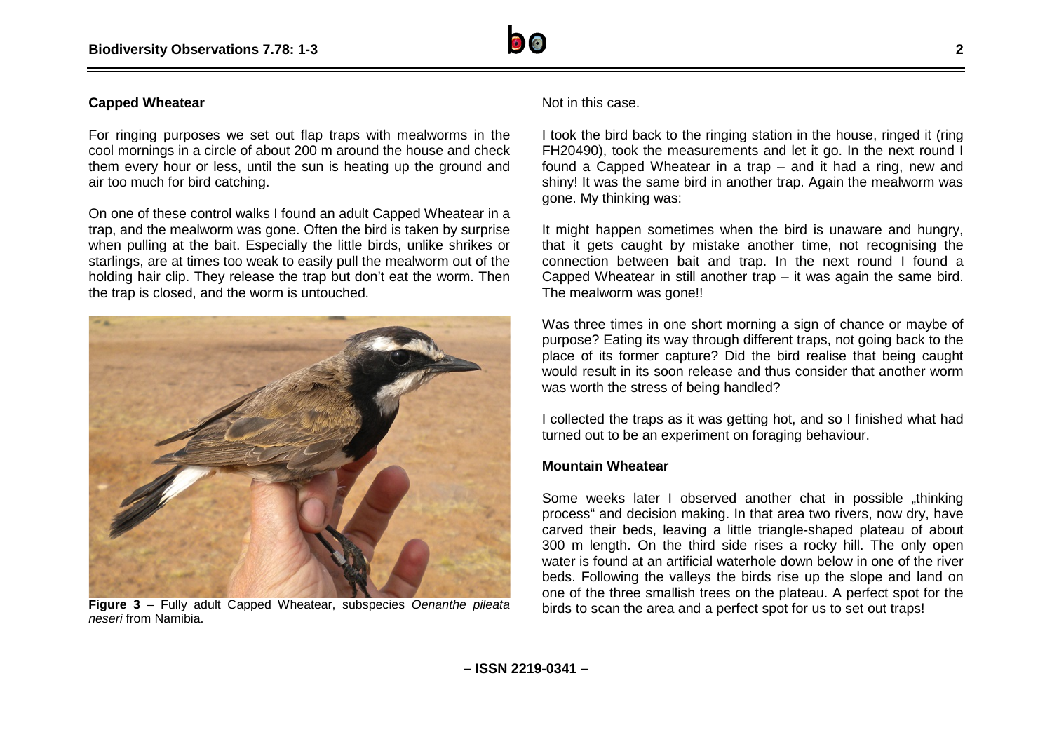## Capped Wheatear

For ringing purposes we set out flap traps with mealworms in the cool mornings in a circle of about 200 m around the house and check them every hour or less, until the sun is heating up the ground and air too much for bird catching.

On one of these control walks I found an adult Capped Wheatear in a trap, and the mealworm was gone. Often the bird is taken by surprise when pulling at the bait. Especially the little birds, unlike shrikes or starlings, are at times too weak to easily pull the mealworm out of the holding hair clip. They release the trap but don't eat the worm. Then the trap is closed, and the worm is untouched.

**Figure 3** – Fully adult Capped Wheatear, subspecies *Oenanthe pileata neseri* from Namibia.

Not in this case.

I took the bird back to the ringing station in the house, ringed it (ring FH20490), took the measurements and let it go. In the next round I found a Capped Wheatear in a trap – and it had a ring, new and shiny! It was the same bird in another trap. Again the mealworm was gone. My thinking was:

It might happen sometimes when the bird is unaware and hungry, that it gets caught by mistake another time, not recognising the connection between bait and trap. In the next round I found a Capped Wheatear in still another trap – it was again the same bird. The mealworm was gone!!

Was three times in one short morning a sign of chance or maybe of purpose? Eating its way through different traps, not going back to the place of its former capture? Did the bird realise that being caught would result in its soon release and thus consider that another worm was worth the stress of being handled?

I collected the traps as it was getting hot, and so I finished what had turned out to be an experiment on foraging behaviour.

## Mountain Wheatear

Some weeks later I observed another chat in possible „thinking process" and decision making. In that area two rivers, now dry, have carved their beds, leaving a little triangle-shaped plateau of about 300 m length. On the third side rises a rocky hill. The only open water is found at an artificial waterhole down below in one of the river beds. Following the valleys the birds rise up the slope and land on one of the three smallish trees on the plateau. A perfect spot for the birds to scan the area and a perfect spot for us to set out traps!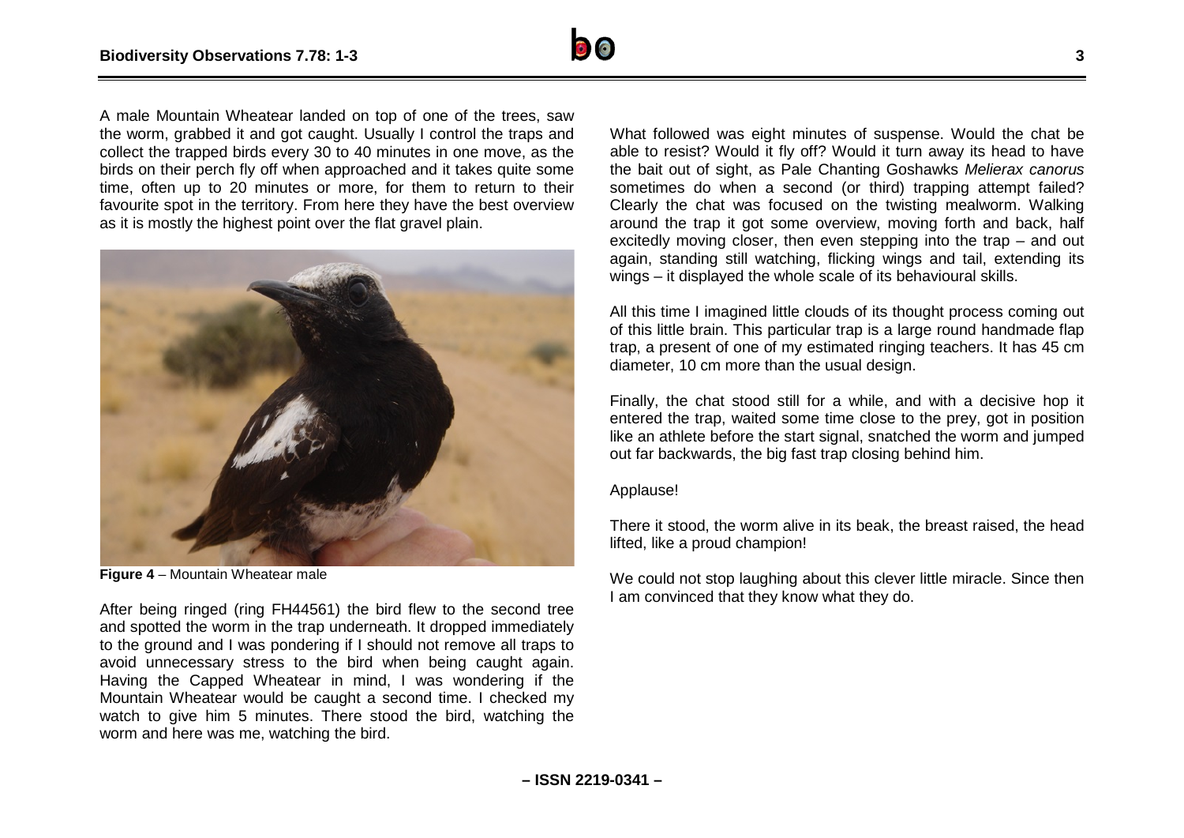A male Mountain Wheatear landed on top of one of the trees, saw the worm, grabbed it and got caught. Usually I control the traps and collect the trapped birds every 30 to 40 minutes in one move, as the birds on their perch fly off when approached and it takes quite some time, often up to 20 minutes or more, for them to return to their favourite spot in the territory. From here they have the best overview as it is mostly the highest point over the flat gravel plain.

**Figure 4** – Mountain Wheatear male

After being ringed (ring FH44561) the bird flew to the second tree and spotted the worm in the trap underneath. It dropped immediately to the ground and I was pondering if I should not remove all traps to avoid unnecessary stress to the bird when being caught again. Having the Capped Wheatear in mind, I was wondering if the Mountain Wheatear would be caught a second time. I checked my watch to give him 5 minutes. There stood the bird, watching the worm and here was me, watching the bird.

What followed was eight minutes of suspense. Would the chat be able to resist? Would it fly off? Would it turn away its head to have the bait out of sight, as Pale Chanting Goshawks *Melierax canorus* sometimes do when a second (or third) trapping attempt failed? Clearly the chat was focused on the twisting mealworm. Walking around the trap it got some overview, moving forth and back, half excitedly moving closer, then even stepping into the trap – and out again, standing still watching, flicking wings and tail, extending its wings – it displayed the whole scale of its behavioural skills.

All this time I imagined little clouds of its thought process coming out of this little brain. This particular trap is a large round handmade flap trap, a present of one of my estimated ringing teachers. It has 45 cm diameter, 10 cm more than the usual design.

Finally, the chat stood still for a while, and with a decisive hop it entered the trap, waited some time close to the prey, got in position like an athlete before the start signal, snatched the worm and jumped out far backwards, the big fast trap closing behind him.

Applause!

There it stood, the worm alive in its beak, the breast raised, the head lifted, like a proud champion!

We could not stop laughing about this clever little miracle. Since then I am convinced that they know what they do.